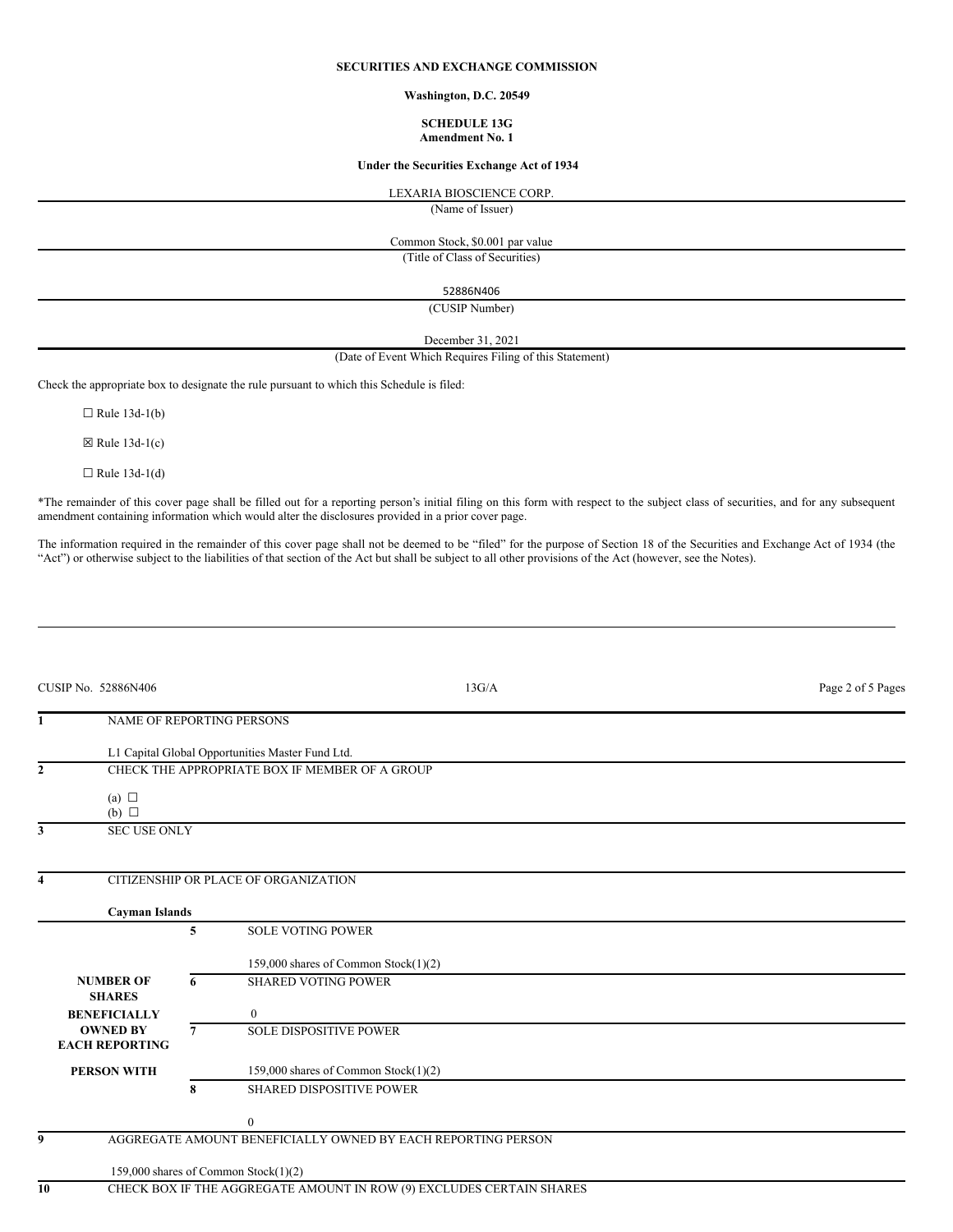**SECURITIES AND EXCHANGE COMMISSION**

**Washington, D.C. 20549**

**SCHEDULE 13G**
**Amendment No. 1**

**Under the Securities Exchange Act of 1934**

LEXARIA BIOSCIENCE CORP.
(Name of Issuer)

Common Stock, $0.001 par value
(Title of Class of Securities)

52886N406
(CUSIP Number)

December 31, 2021
(Date of Event Which Requires Filing of this Statement)

Check the appropriate box to designate the rule pursuant to which this Schedule is filed:

☐ Rule 13d-1(b)

☒ Rule 13d-1(c)

☐ Rule 13d-1(d)

*The remainder of this cover page shall be filled out for a reporting person's initial filing on this form with respect to the subject class of securities, and for any subsequent amendment containing information which would alter the disclosures provided in a prior cover page.

The information required in the remainder of this cover page shall not be deemed to be "filed" for the purpose of Section 18 of the Securities and Exchange Act of 1934 (the "Act") or otherwise subject to the liabilities of that section of the Act but shall be subject to all other provisions of the Act (however, see the Notes).

CUSIP No. 52886N406 | 13G/A

| | | |
|---|---|---|
| **1** | NAME OF REPORTING PERSONS<br><br>L1 Capital Global Opportunities Master Fund Ltd. | |
| **2** | CHECK THE APPROPRIATE BOX IF MEMBER OF A GROUP<br><br>(a) ☐<br>(b) ☐ | |
| **3** | SEC USE ONLY | |
| **4** | CITIZENSHIP OR PLACE OF ORGANIZATION<br><br>**Cayman Islands** | |
| **NUMBER OF SHARES BENEFICIALLY OWNED BY EACH REPORTING PERSON WITH** | **5** | SOLE VOTING POWER<br><br>159,000 shares of Common Stock(1)(2) |
| | **6** | SHARED VOTING POWER<br><br>0 |
| | **7** | SOLE DISPOSITIVE POWER<br><br>159,000 shares of Common Stock(1)(2) |
| | **8** | SHARED DISPOSITIVE POWER<br><br>0 |
| **9** | AGGREGATE AMOUNT BENEFICIALLY OWNED BY EACH REPORTING PERSON<br><br>159,000 shares of Common Stock(1)(2) | |
| **10** | CHECK BOX IF THE AGGREGATE AMOUNT IN ROW (9) EXCLUDES CERTAIN SHARES | |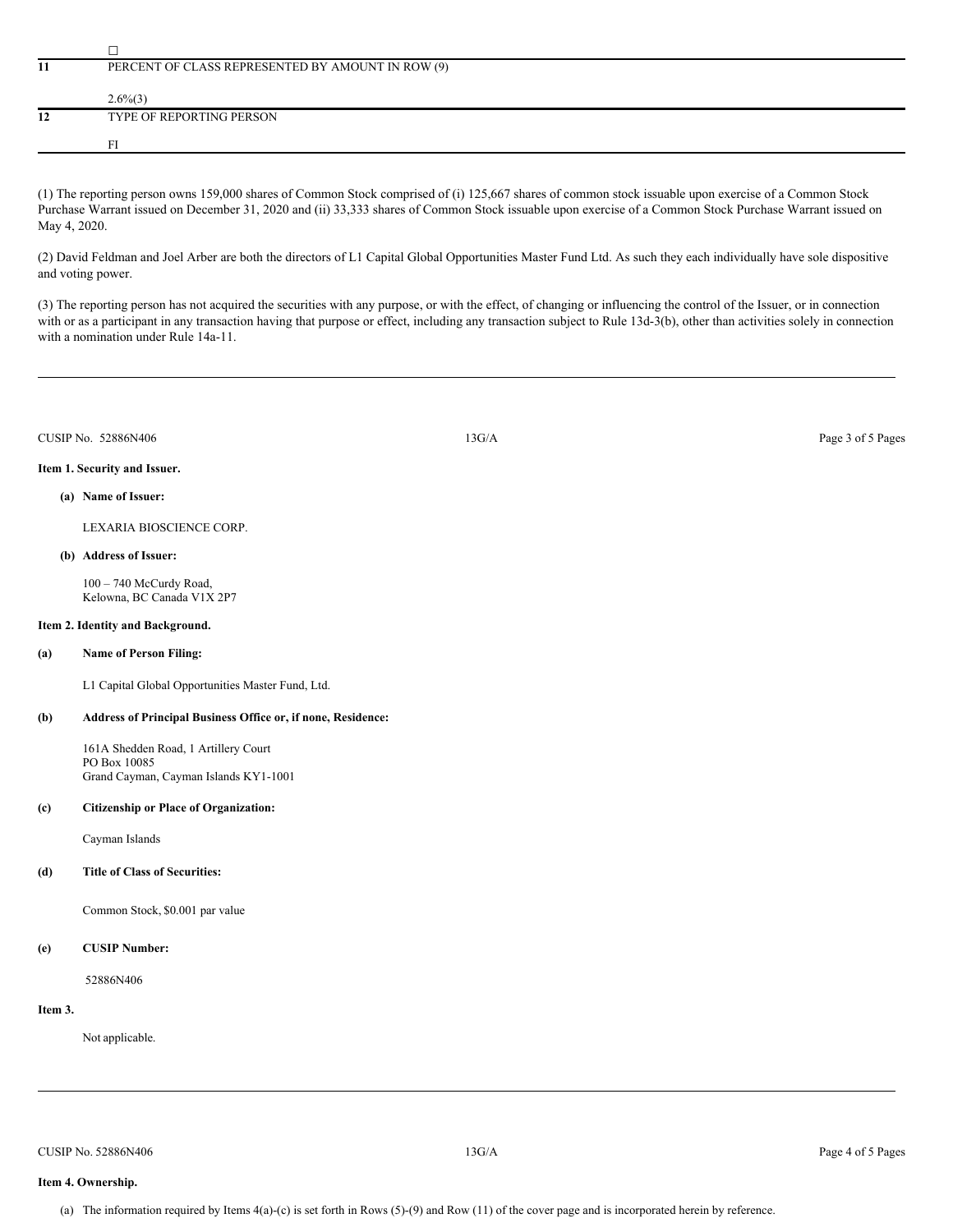| | |
|---|---|
| | ☐ |
| **11** | PERCENT OF CLASS REPRESENTED BY AMOUNT IN ROW (9)<br><br>2.6%(3) |
| **12** | TYPE OF REPORTING PERSON<br><br>FI |

(1) The reporting person owns 159,000 shares of Common Stock comprised of (i) 125,667 shares of common stock issuable upon exercise of a Common Stock Purchase Warrant issued on December 31, 2020 and (ii) 33,333 shares of Common Stock issuable upon exercise of a Common Stock Purchase Warrant issued on May 4, 2020.

(2) David Feldman and Joel Arber are both the directors of L1 Capital Global Opportunities Master Fund Ltd. As such they each individually have sole dispositive and voting power.

(3) The reporting person has not acquired the securities with any purpose, or with the effect, of changing or influencing the control of the Issuer, or in connection with or as a participant in any transaction having that purpose or effect, including any transaction subject to Rule 13d-3(b), other than activities solely in connection with a nomination under Rule 14a-11.

CUSIP No. 52886N406 — 13G/A

**Item 1. Security and Issuer.**

**(a) Name of Issuer:**

LEXARIA BIOSCIENCE CORP.

**(b) Address of Issuer:**

100 – 740 McCurdy Road,
Kelowna, BC Canada V1X 2P7

**Item 2. Identity and Background.**

**(a) Name of Person Filing:**

L1 Capital Global Opportunities Master Fund, Ltd.

**(b) Address of Principal Business Office or, if none, Residence:**

161A Shedden Road, 1 Artillery Court
PO Box 10085
Grand Cayman, Cayman Islands KY1-1001

**(c) Citizenship or Place of Organization:**

Cayman Islands

**(d) Title of Class of Securities:**

Common Stock, $0.001 par value

**(e) CUSIP Number:**

52886N406

**Item 3.**

Not applicable.

CUSIP No. 52886N406 — 13G/A

**Item 4. Ownership.**

(a) The information required by Items 4(a)-(c) is set forth in Rows (5)-(9) and Row (11) of the cover page and is incorporated herein by reference.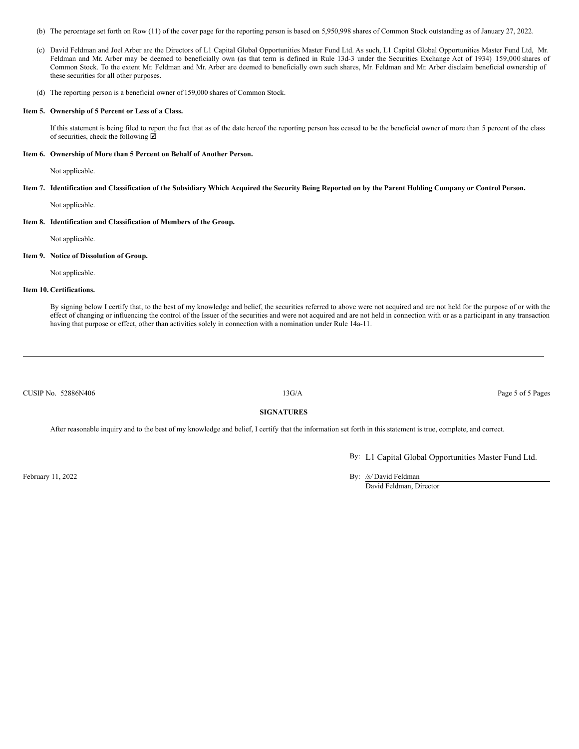(b) The percentage set forth on Row (11) of the cover page for the reporting person is based on 5,950,998 shares of Common Stock outstanding as of January 27, 2022.

(c) David Feldman and Joel Arber are the Directors of L1 Capital Global Opportunities Master Fund Ltd. As such, L1 Capital Global Opportunities Master Fund Ltd, Mr. Feldman and Mr. Arber may be deemed to beneficially own (as that term is defined in Rule 13d-3 under the Securities Exchange Act of 1934) 159,000 shares of Common Stock. To the extent Mr. Feldman and Mr. Arber are deemed to beneficially own such shares, Mr. Feldman and Mr. Arber disclaim beneficial ownership of these securities for all other purposes.

(d) The reporting person is a beneficial owner of 159,000 shares of Common Stock.

**Item 5. Ownership of 5 Percent or Less of a Class.**

If this statement is being filed to report the fact that as of the date hereof the reporting person has ceased to be the beneficial owner of more than 5 percent of the class of securities, check the following ☑

**Item 6. Ownership of More than 5 Percent on Behalf of Another Person.**

Not applicable.

**Item 7. Identification and Classification of the Subsidiary Which Acquired the Security Being Reported on by the Parent Holding Company or Control Person.**

Not applicable.

**Item 8. Identification and Classification of Members of the Group.**

Not applicable.

**Item 9. Notice of Dissolution of Group.**

Not applicable.

**Item 10. Certifications.**

By signing below I certify that, to the best of my knowledge and belief, the securities referred to above were not acquired and are not held for the purpose of or with the effect of changing or influencing the control of the Issuer of the securities and were not acquired and are not held in connection with or as a participant in any transaction having that purpose or effect, other than activities solely in connection with a nomination under Rule 14a-11.

CUSIP No. 52886N406 13G/A

**SIGNATURES**

After reasonable inquiry and to the best of my knowledge and belief, I certify that the information set forth in this statement is true, complete, and correct.

By: L1 Capital Global Opportunities Master Fund Ltd.

February 11, 2022

By: /s/ David Feldman
David Feldman, Director